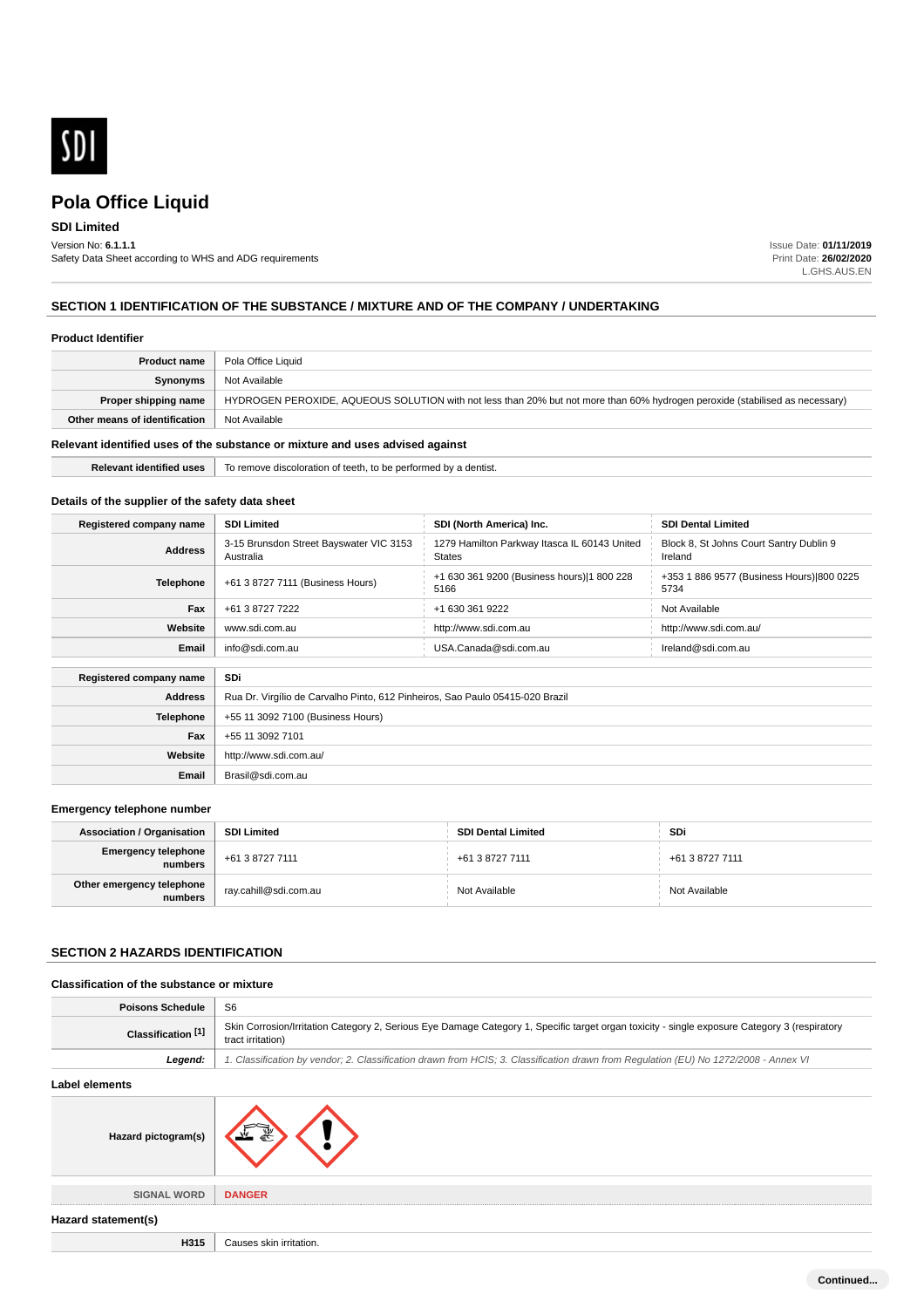# Pola Office Liquid

**SDI Limited**

Version No: **6.1.1.1**
Safety Data Sheet according to WHS and ADG requirements

Issue Date: **01/11/2019**
Print Date: **26/02/2020**
L.GHS.AUS.EN

## SECTION 1 IDENTIFICATION OF THE SUBSTANCE / MIXTURE AND OF THE COMPANY / UNDERTAKING

### Product Identifier

| | |
|---|---|
| **Product name** | Pola Office Liquid |
| **Synonyms** | Not Available |
| **Proper shipping name** | HYDROGEN PEROXIDE, AQUEOUS SOLUTION with not less than 20% but not more than 60% hydrogen peroxide (stabilised as necessary) |
| **Other means of identification** | Not Available |

### Relevant identified uses of the substance or mixture and uses advised against

| | |
|---|---|
| **Relevant identified uses** | To remove discoloration of teeth, to be performed by a dentist. |

### Details of the supplier of the safety data sheet

| **Registered company name** | **SDI Limited** | **SDI (North America) Inc.** | **SDI Dental Limited** |
|---|---|---|---|
| **Address** | 3-15 Brunsdon Street Bayswater VIC 3153 Australia | 1279 Hamilton Parkway Itasca IL 60143 United States | Block 8, St Johns Court Santry Dublin 9 Ireland |
| **Telephone** | +61 3 8727 7111 (Business Hours) | +1 630 361 9200 (Business hours)\|1 800 228 5166 | +353 1 886 9577 (Business Hours)\|800 0225 5734 |
| **Fax** | +61 3 8727 7222 | +1 630 361 9222 | Not Available |
| **Website** | www.sdi.com.au | http://www.sdi.com.au | http://www.sdi.com.au/ |
| **Email** | info@sdi.com.au | USA.Canada@sdi.com.au | Ireland@sdi.com.au |

| **Registered company name** | **SDi** |
|---|---|
| **Address** | Rua Dr. Virgílio de Carvalho Pinto, 612 Pinheiros, Sao Paulo 05415-020 Brazil |
| **Telephone** | +55 11 3092 7100 (Business Hours) |
| **Fax** | +55 11 3092 7101 |
| **Website** | http://www.sdi.com.au/ |
| **Email** | Brasil@sdi.com.au |

### Emergency telephone number

| **Association / Organisation** | **SDI Limited** | **SDI Dental Limited** | **SDi** |
|---|---|---|---|
| **Emergency telephone numbers** | +61 3 8727 7111 | +61 3 8727 7111 | +61 3 8727 7111 |
| **Other emergency telephone numbers** | ray.cahill@sdi.com.au | Not Available | Not Available |

## SECTION 2 HAZARDS IDENTIFICATION

### Classification of the substance or mixture

| | |
|---|---|
| **Poisons Schedule** | S6 |
| **Classification [1]** | Skin Corrosion/Irritation Category 2, Serious Eye Damage Category 1, Specific target organ toxicity - single exposure Category 3 (respiratory tract irritation) |
| ***Legend:*** | *1. Classification by vendor; 2. Classification drawn from HCIS; 3. Classification drawn from Regulation (EU) No 1272/2008 - Annex VI* |

### Label elements

| | |
|---|---|
| **Hazard pictogram(s)** | |
| **SIGNAL WORD** | **DANGER** |

### Hazard statement(s)

| | |
|---|---|
| **H315** | Causes skin irritation. |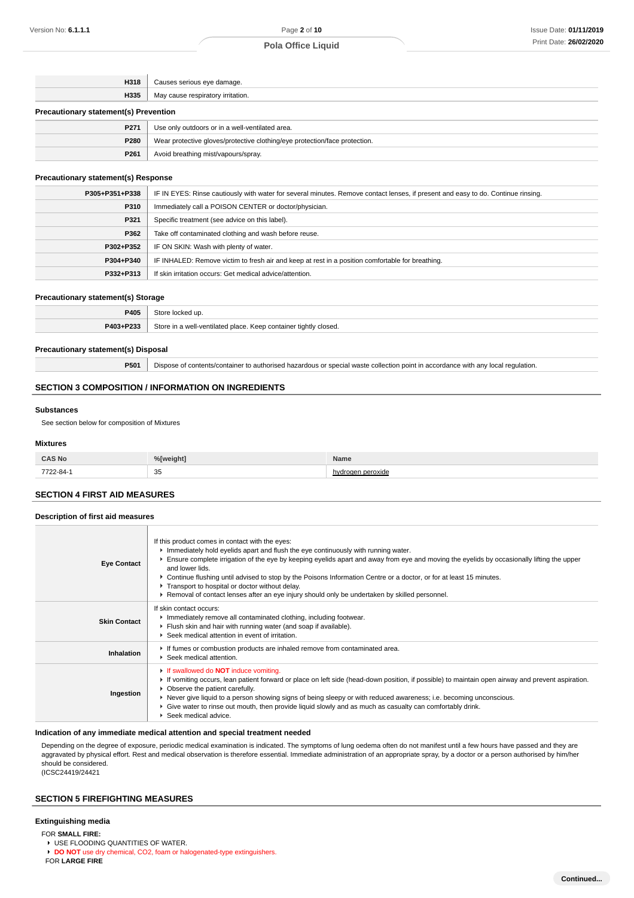| | |
|---|---|
| **H318** | Causes serious eye damage. |
| **H335** | May cause respiratory irritation. |

### Precautionary statement(s) Prevention

| | |
|---|---|
| **P271** | Use only outdoors or in a well-ventilated area. |
| **P280** | Wear protective gloves/protective clothing/eye protection/face protection. |
| **P261** | Avoid breathing mist/vapours/spray. |

### Precautionary statement(s) Response

| | |
|---|---|
| **P305+P351+P338** | IF IN EYES: Rinse cautiously with water for several minutes. Remove contact lenses, if present and easy to do. Continue rinsing. |
| **P310** | Immediately call a POISON CENTER or doctor/physician. |
| **P321** | Specific treatment (see advice on this label). |
| **P362** | Take off contaminated clothing and wash before reuse. |
| **P302+P352** | IF ON SKIN: Wash with plenty of water. |
| **P304+P340** | IF INHALED: Remove victim to fresh air and keep at rest in a position comfortable for breathing. |
| **P332+P313** | If skin irritation occurs: Get medical advice/attention. |

### Precautionary statement(s) Storage

| | |
|---|---|
| **P405** | Store locked up. |
| **P403+P233** | Store in a well-ventilated place. Keep container tightly closed. |

### Precautionary statement(s) Disposal

| | |
|---|---|
| **P501** | Dispose of contents/container to authorised hazardous or special waste collection point in accordance with any local regulation. |

## SECTION 3 COMPOSITION / INFORMATION ON INGREDIENTS

### Substances

See section below for composition of Mixtures

### Mixtures

| CAS No | %[weight] | Name |
|---|---|---|
| 7722-84-1 | 35 | hydrogen peroxide |

## SECTION 4 FIRST AID MEASURES

### Description of first aid measures

| | |
|---|---|
| **Eye Contact** | If this product comes in contact with the eyes:<br>▸ Immediately hold eyelids apart and flush the eye continuously with running water.<br>▸ Ensure complete irrigation of the eye by keeping eyelids apart and away from eye and moving the eyelids by occasionally lifting the upper and lower lids.<br>▸ Continue flushing until advised to stop by the Poisons Information Centre or a doctor, or for at least 15 minutes.<br>▸ Transport to hospital or doctor without delay.<br>▸ Removal of contact lenses after an eye injury should only be undertaken by skilled personnel. |
| **Skin Contact** | If skin contact occurs:<br>▸ Immediately remove all contaminated clothing, including footwear.<br>▸ Flush skin and hair with running water (and soap if available).<br>▸ Seek medical attention in event of irritation. |
| **Inhalation** | ▸ If fumes or combustion products are inhaled remove from contaminated area.<br>▸ Seek medical attention. |
| **Ingestion** | ▸ If swallowed do **NOT** induce vomiting.<br>▸ If vomiting occurs, lean patient forward or place on left side (head-down position, if possible) to maintain open airway and prevent aspiration.<br>▸ Observe the patient carefully.<br>▸ Never give liquid to a person showing signs of being sleepy or with reduced awareness; i.e. becoming unconscious.<br>▸ Give water to rinse out mouth, then provide liquid slowly and as much as casualty can comfortably drink.<br>▸ Seek medical advice. |

### Indication of any immediate medical attention and special treatment needed

Depending on the degree of exposure, periodic medical examination is indicated. The symptoms of lung oedema often do not manifest until a few hours have passed and they are aggravated by physical effort. Rest and medical observation is therefore essential. Immediate administration of an appropriate spray, by a doctor or a person authorised by him/her should be considered.
(ICSC24419/24421

## SECTION 5 FIREFIGHTING MEASURES

### Extinguishing media

FOR **SMALL FIRE:**

- USE FLOODING QUANTITIES OF WATER.
- **DO NOT** use dry chemical, CO2, foam or halogenated-type extinguishers.

FOR **LARGE FIRE**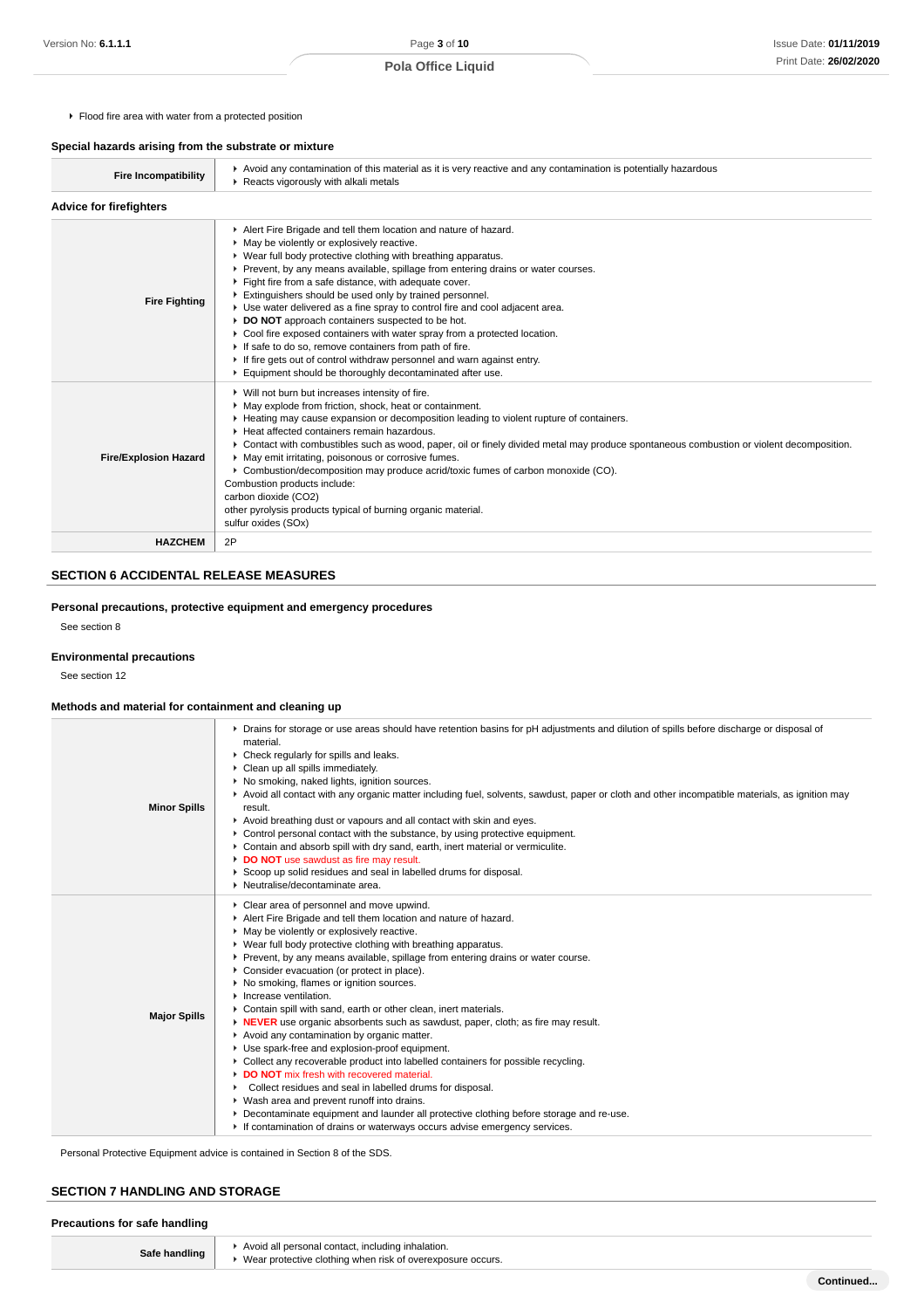- Flood fire area with water from a protected position

### Special hazards arising from the substrate or mixture

| | |
|---|---|
| **Fire Incompatibility** | - Avoid any contamination of this material as it is very reactive and any contamination is potentially hazardous<br>- Reacts vigorously with alkali metals |

### Advice for firefighters

| | |
|---|---|
| **Fire Fighting** | - Alert Fire Brigade and tell them location and nature of hazard.<br>- May be violently or explosively reactive.<br>- Wear full body protective clothing with breathing apparatus.<br>- Prevent, by any means available, spillage from entering drains or water courses.<br>- Fight fire from a safe distance, with adequate cover.<br>- Extinguishers should be used only by trained personnel.<br>- Use water delivered as a fine spray to control fire and cool adjacent area.<br>- **DO NOT** approach containers suspected to be hot.<br>- Cool fire exposed containers with water spray from a protected location.<br>- If safe to do so, remove containers from path of fire.<br>- If fire gets out of control withdraw personnel and warn against entry.<br>- Equipment should be thoroughly decontaminated after use. |
| **Fire/Explosion Hazard** | - Will not burn but increases intensity of fire.<br>- May explode from friction, shock, heat or containment.<br>- Heating may cause expansion or decomposition leading to violent rupture of containers.<br>- Heat affected containers remain hazardous.<br>- Contact with combustibles such as wood, paper, oil or finely divided metal may produce spontaneous combustion or violent decomposition.<br>- May emit irritating, poisonous or corrosive fumes.<br>- Combustion/decomposition may produce acrid/toxic fumes of carbon monoxide (CO).<br>Combustion products include:<br>carbon dioxide ($CO_2$)<br>other pyrolysis products typical of burning organic material.<br>sulfur oxides ($SO_x$) |
| **HAZCHEM** | 2P |

## SECTION 6 ACCIDENTAL RELEASE MEASURES

### Personal precautions, protective equipment and emergency procedures

See section 8

### Environmental precautions

See section 12

### Methods and material for containment and cleaning up

| | |
|---|---|
| **Minor Spills** | - Drains for storage or use areas should have retention basins for pH adjustments and dilution of spills before discharge or disposal of material.<br>- Check regularly for spills and leaks.<br>- Clean up all spills immediately.<br>- No smoking, naked lights, ignition sources.<br>- Avoid all contact with any organic matter including fuel, solvents, sawdust, paper or cloth and other incompatible materials, as ignition may result.<br>- Avoid breathing dust or vapours and all contact with skin and eyes.<br>- Control personal contact with the substance, by using protective equipment.<br>- Contain and absorb spill with dry sand, earth, inert material or vermiculite.<br>- **DO NOT** use sawdust as fire may result.<br>- Scoop up solid residues and seal in labelled drums for disposal.<br>- Neutralise/decontaminate area. |
| **Major Spills** | - Clear area of personnel and move upwind.<br>- Alert Fire Brigade and tell them location and nature of hazard.<br>- May be violently or explosively reactive.<br>- Wear full body protective clothing with breathing apparatus.<br>- Prevent, by any means available, spillage from entering drains or water course.<br>- Consider evacuation (or protect in place).<br>- No smoking, flames or ignition sources.<br>- Increase ventilation.<br>- Contain spill with sand, earth or other clean, inert materials.<br>- **NEVER** use organic absorbents such as sawdust, paper, cloth; as fire may result.<br>- Avoid any contamination by organic matter.<br>- Use spark-free and explosion-proof equipment.<br>- Collect any recoverable product into labelled containers for possible recycling.<br>- **DO NOT** mix fresh with recovered material.<br>- Collect residues and seal in labelled drums for disposal.<br>- Wash area and prevent runoff into drains.<br>- Decontaminate equipment and launder all protective clothing before storage and re-use.<br>- If contamination of drains or waterways occurs advise emergency services. |

Personal Protective Equipment advice is contained in Section 8 of the SDS.

## SECTION 7 HANDLING AND STORAGE

### Precautions for safe handling

| | |
|---|---|
| **Safe handling** | - Avoid all personal contact, including inhalation.<br>- Wear protective clothing when risk of overexposure occurs. |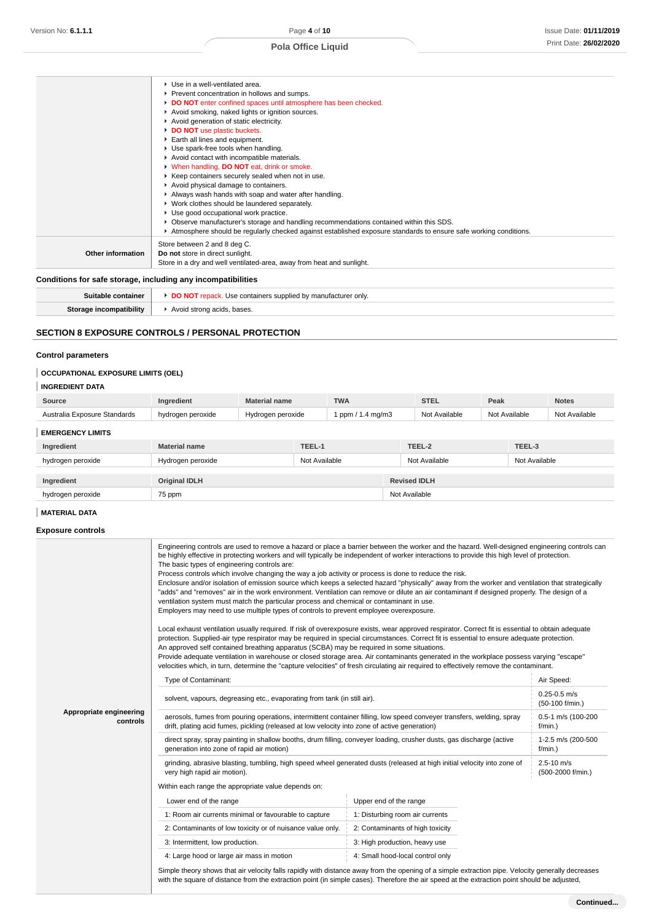| | |
|---|---|
| | - Use in a well-ventilated area.<br>- Prevent concentration in hollows and sumps.<br>- **DO NOT** enter confined spaces until atmosphere has been checked.<br>- Avoid smoking, naked lights or ignition sources.<br>- Avoid generation of static electricity.<br>- **DO NOT** use plastic buckets.<br>- Earth all lines and equipment.<br>- Use spark-free tools when handling.<br>- Avoid contact with incompatible materials.<br>- When handling, **DO NOT** eat, drink or smoke.<br>- Keep containers securely sealed when not in use.<br>- Avoid physical damage to containers.<br>- Always wash hands with soap and water after handling.<br>- Work clothes should be laundered separately.<br>- Use good occupational work practice.<br>- Observe manufacturer's storage and handling recommendations contained within this SDS.<br>- Atmosphere should be regularly checked against established exposure standards to ensure safe working conditions. |
| **Other information** | Store between 2 and 8 deg C.<br>**Do not** store in direct sunlight.<br>Store in a dry and well ventilated-area, away from heat and sunlight. |

### Conditions for safe storage, including any incompatibilities

| | |
|---|---|
| **Suitable container** | - **DO NOT** repack. Use containers supplied by manufacturer only. |
| **Storage incompatibility** | - Avoid strong acids, bases. |

## SECTION 8 EXPOSURE CONTROLS / PERSONAL PROTECTION

### Control parameters

**OCCUPATIONAL EXPOSURE LIMITS (OEL)**

**INGREDIENT DATA**

| Source | Ingredient | Material name | TWA | STEL | Peak | Notes |
|---|---|---|---|---|---|---|
| Australia Exposure Standards | hydrogen peroxide | Hydrogen peroxide | 1 ppm / 1.4 mg/m3 | Not Available | Not Available | Not Available |

**EMERGENCY LIMITS**

| Ingredient | Material name | TEEL-1 | TEEL-2 | TEEL-3 |
|---|---|---|---|---|
| hydrogen peroxide | Hydrogen peroxide | Not Available | Not Available | Not Available |

| Ingredient | Original IDLH | Revised IDLH |
|---|---|---|
| hydrogen peroxide | 75 ppm | Not Available |

**MATERIAL DATA**

### Exposure controls

**Appropriate engineering controls**

Engineering controls are used to remove a hazard or place a barrier between the worker and the hazard. Well-designed engineering controls can be highly effective in protecting workers and will typically be independent of worker interactions to provide this high level of protection.
The basic types of engineering controls are:
Process controls which involve changing the way a job activity or process is done to reduce the risk.
Enclosure and/or isolation of emission source which keeps a selected hazard "physically" away from the worker and ventilation that strategically "adds" and "removes" air in the work environment. Ventilation can remove or dilute an air contaminant if designed properly. The design of a ventilation system must match the particular process and chemical or contaminant in use.
Employers may need to use multiple types of controls to prevent employee overexposure.

Local exhaust ventilation usually required. If risk of overexposure exists, wear approved respirator. Correct fit is essential to obtain adequate protection. Supplied-air type respirator may be required in special circumstances. Correct fit is essential to ensure adequate protection.
An approved self contained breathing apparatus (SCBA) may be required in some situations.
Provide adequate ventilation in warehouse or closed storage area. Air contaminants generated in the workplace possess varying "escape" velocities which, in turn, determine the "capture velocities" of fresh circulating air required to effectively remove the contaminant.

| Type of Contaminant: | Air Speed: |
|---|---|
| solvent, vapours, degreasing etc., evaporating from tank (in still air). | 0.25-0.5 m/s (50-100 f/min.) |
| aerosols, fumes from pouring operations, intermittent container filling, low speed conveyer transfers, welding, spray drift, plating acid fumes, pickling (released at low velocity into zone of active generation) | 0.5-1 m/s (100-200 f/min.) |
| direct spray, spray painting in shallow booths, drum filling, conveyer loading, crusher dusts, gas discharge (active generation into zone of rapid air motion) | 1-2.5 m/s (200-500 f/min.) |
| grinding, abrasive blasting, tumbling, high speed wheel generated dusts (released at high initial velocity into zone of very high rapid air motion). | 2.5-10 m/s (500-2000 f/min.) |

Within each range the appropriate value depends on:

| Lower end of the range | Upper end of the range |
|---|---|
| 1: Room air currents minimal or favourable to capture | 1: Disturbing room air currents |
| 2: Contaminants of low toxicity or of nuisance value only. | 2: Contaminants of high toxicity |
| 3: Intermittent, low production. | 3: High production, heavy use |
| 4: Large hood or large air mass in motion | 4: Small hood-local control only |

Simple theory shows that air velocity falls rapidly with distance away from the opening of a simple extraction pipe. Velocity generally decreases with the square of distance from the extraction point (in simple cases). Therefore the air speed at the extraction point should be adjusted,

**Continued...**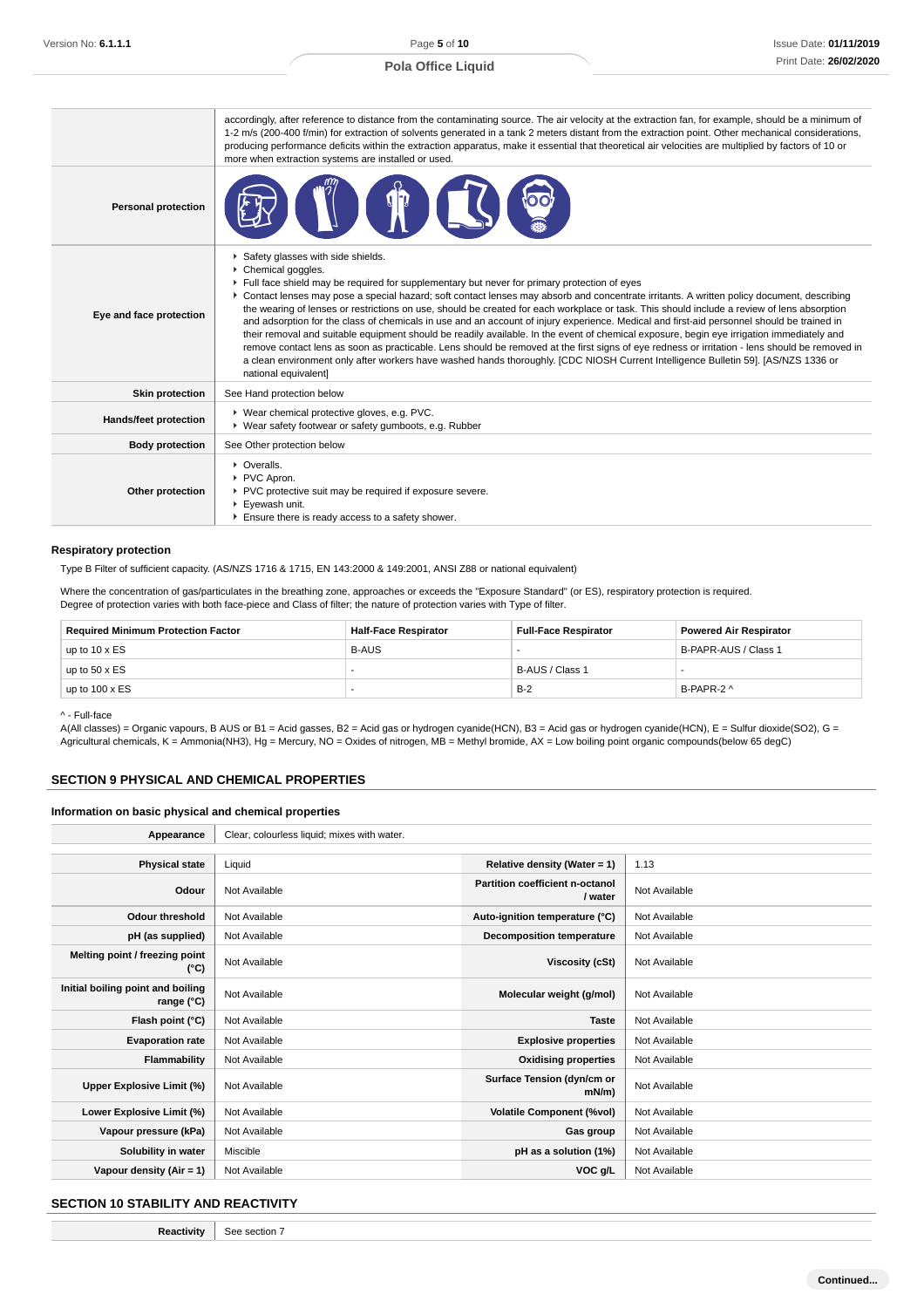| | |
|---|---|
| | accordingly, after reference to distance from the contaminating source. The air velocity at the extraction fan, for example, should be a minimum of 1-2 m/s (200-400 f/min) for extraction of solvents generated in a tank 2 meters distant from the extraction point. Other mechanical considerations, producing performance deficits within the extraction apparatus, make it essential that theoretical air velocities are multiplied by factors of 10 or more when extraction systems are installed or used. |
| **Personal protection** | |
| **Eye and face protection** | ▸ Safety glasses with side shields.<br>▸ Chemical goggles.<br>▸ Full face shield may be required for supplementary but never for primary protection of eyes<br>▸ Contact lenses may pose a special hazard; soft contact lenses may absorb and concentrate irritants. A written policy document, describing the wearing of lenses or restrictions on use, should be created for each workplace or task. This should include a review of lens absorption and adsorption for the class of chemicals in use and an account of injury experience. Medical and first-aid personnel should be trained in their removal and suitable equipment should be readily available. In the event of chemical exposure, begin eye irrigation immediately and remove contact lens as soon as practicable. Lens should be removed at the first signs of eye redness or irritation - lens should be removed in a clean environment only after workers have washed hands thoroughly. [CDC NIOSH Current Intelligence Bulletin 59]. [AS/NZS 1336 or national equivalent] |
| **Skin protection** | See Hand protection below |
| **Hands/feet protection** | ▸ Wear chemical protective gloves, e.g. PVC.<br>▸ Wear safety footwear or safety gumboots, e.g. Rubber |
| **Body protection** | See Other protection below |
| **Other protection** | ▸ Overalls.<br>▸ PVC Apron.<br>▸ PVC protective suit may be required if exposure severe.<br>▸ Eyewash unit.<br>▸ Ensure there is ready access to a safety shower. |

#### Respiratory protection

Type B Filter of sufficient capacity. (AS/NZS 1716 & 1715, EN 143:2000 & 149:2001, ANSI Z88 or national equivalent)

Where the concentration of gas/particulates in the breathing zone, approaches or exceeds the "Exposure Standard" (or ES), respiratory protection is required.
Degree of protection varies with both face-piece and Class of filter; the nature of protection varies with Type of filter.

| Required Minimum Protection Factor | Half-Face Respirator | Full-Face Respirator | Powered Air Respirator |
|---|---|---|---|
| up to 10 x ES | B-AUS | - | B-PAPR-AUS / Class 1 |
| up to 50 x ES | - | B-AUS / Class 1 | - |
| up to 100 x ES | - | B-2 | B-PAPR-2 ^ |

^ - Full-face

A(All classes) = Organic vapours, B AUS or B1 = Acid gasses, B2 = Acid gas or hydrogen cyanide(HCN), B3 = Acid gas or hydrogen cyanide(HCN), E = Sulfur dioxide(SO2), G = Agricultural chemicals, K = Ammonia(NH3), Hg = Mercury, NO = Oxides of nitrogen, MB = Methyl bromide, AX = Low boiling point organic compounds(below 65 degC)

## SECTION 9 PHYSICAL AND CHEMICAL PROPERTIES

### Information on basic physical and chemical properties

| | | | |
|---|---|---|---|
| **Appearance** | Clear, colourless liquid; mixes with water. | | |
| **Physical state** | Liquid | **Relative density (Water = 1)** | 1.13 |
| **Odour** | Not Available | **Partition coefficient n-octanol / water** | Not Available |
| **Odour threshold** | Not Available | **Auto-ignition temperature (°C)** | Not Available |
| **pH (as supplied)** | Not Available | **Decomposition temperature** | Not Available |
| **Melting point / freezing point (°C)** | Not Available | **Viscosity (cSt)** | Not Available |
| **Initial boiling point and boiling range (°C)** | Not Available | **Molecular weight (g/mol)** | Not Available |
| **Flash point (°C)** | Not Available | **Taste** | Not Available |
| **Evaporation rate** | Not Available | **Explosive properties** | Not Available |
| **Flammability** | Not Available | **Oxidising properties** | Not Available |
| **Upper Explosive Limit (%)** | Not Available | **Surface Tension (dyn/cm or mN/m)** | Not Available |
| **Lower Explosive Limit (%)** | Not Available | **Volatile Component (%vol)** | Not Available |
| **Vapour pressure (kPa)** | Not Available | **Gas group** | Not Available |
| **Solubility in water** | Miscible | **pH as a solution (1%)** | Not Available |
| **Vapour density (Air = 1)** | Not Available | **VOC g/L** | Not Available |

## SECTION 10 STABILITY AND REACTIVITY

| | |
|---|---|
| **Reactivity** | See section 7 |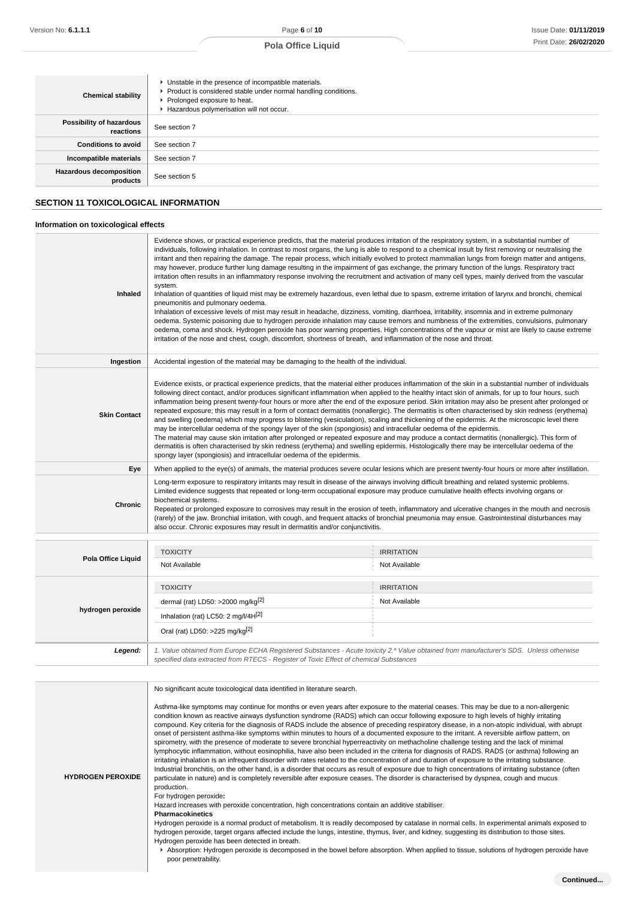| | |
|---|---|
| **Chemical stability** | ▸ Unstable in the presence of incompatible materials.<br>▸ Product is considered stable under normal handling conditions.<br>▸ Prolonged exposure to heat.<br>▸ Hazardous polymerisation will not occur. |
| **Possibility of hazardous reactions** | See section 7 |
| **Conditions to avoid** | See section 7 |
| **Incompatible materials** | See section 7 |
| **Hazardous decomposition products** | See section 5 |

## SECTION 11 TOXICOLOGICAL INFORMATION

### Information on toxicological effects

| | |
|---|---|
| **Inhaled** | Evidence shows, or practical experience predicts, that the material produces irritation of the respiratory system, in a substantial number of individuals, following inhalation. In contrast to most organs, the lung is able to respond to a chemical insult by first removing or neutralising the irritant and then repairing the damage. The repair process, which initially evolved to protect mammalian lungs from foreign matter and antigens, may however, produce further lung damage resulting in the impairment of gas exchange, the primary function of the lungs. Respiratory tract irritation often results in an inflammatory response involving the recruitment and activation of many cell types, mainly derived from the vascular system.<br>Inhalation of quantities of liquid mist may be extremely hazardous, even lethal due to spasm, extreme irritation of larynx and bronchi, chemical pneumonitis and pulmonary oedema.<br>Inhalation of excessive levels of mist may result in headache, dizziness, vomiting, diarrhoea, irritability, insomnia and in extreme pulmonary oedema. Systemic poisoning due to hydrogen peroxide inhalation may cause tremors and numbness of the extremities, convulsions, pulmonary oedema, coma and shock. Hydrogen peroxide has poor warning properties. High concentrations of the vapour or mist are likely to cause extreme irritation of the nose and chest, cough, discomfort, shortness of breath, and inflammation of the nose and throat. |
| **Ingestion** | Accidental ingestion of the material may be damaging to the health of the individual. |
| **Skin Contact** | Evidence exists, or practical experience predicts, that the material either produces inflammation of the skin in a substantial number of individuals following direct contact, and/or produces significant inflammation when applied to the healthy intact skin of animals, for up to four hours, such inflammation being present twenty-four hours or more after the end of the exposure period. Skin irritation may also be present after prolonged or repeated exposure; this may result in a form of contact dermatitis (nonallergic). The dermatitis is often characterised by skin redness (erythema) and swelling (oedema) which may progress to blistering (vesiculation), scaling and thickening of the epidermis. At the microscopic level there may be intercellular oedema of the spongy layer of the skin (spongiosis) and intracellular oedema of the epidermis.<br>The material may cause skin irritation after prolonged or repeated exposure and may produce a contact dermatitis (nonallergic). This form of dermatitis is often characterised by skin redness (erythema) and swelling epidermis. Histologically there may be intercellular oedema of the spongy layer (spongiosis) and intracellular oedema of the epidermis. |
| **Eye** | When applied to the eye(s) of animals, the material produces severe ocular lesions which are present twenty-four hours or more after instillation. |
| **Chronic** | Long-term exposure to respiratory irritants may result in disease of the airways involving difficult breathing and related systemic problems.<br>Limited evidence suggests that repeated or long-term occupational exposure may produce cumulative health effects involving organs or biochemical systems.<br>Repeated or prolonged exposure to corrosives may result in the erosion of teeth, inflammatory and ulcerative changes in the mouth and necrosis (rarely) of the jaw. Bronchial irritation, with cough, and frequent attacks of bronchial pneumonia may ensue. Gastrointestinal disturbances may also occur. Chronic exposures may result in dermatitis and/or conjunctivitis. |

| | TOXICITY | IRRITATION |
|---|---|---|
| **Pola Office Liquid** | Not Available | Not Available |
| **hydrogen peroxide** | dermal (rat) LD50: >2000 mg/kg[2] | Not Available |
| | Inhalation (rat) LC50: 2 mg/l/4H[2] | |
| | Oral (rat) LD50: >225 mg/kg[2] | |
| ***Legend:*** | *1. Value obtained from Europe ECHA Registered Substances - Acute toxicity 2.\* Value obtained from manufacturer's SDS. Unless otherwise specified data extracted from RTECS - Register of Toxic Effect of chemical Substances* | |

| | |
|---|---|
| **HYDROGEN PEROXIDE** | No significant acute toxicological data identified in literature search.<br><br>Asthma-like symptoms may continue for months or even years after exposure to the material ceases. This may be due to a non-allergenic condition known as reactive airways dysfunction syndrome (RADS) which can occur following exposure to high levels of highly irritating compound. Key criteria for the diagnosis of RADS include the absence of preceding respiratory disease, in a non-atopic individual, with abrupt onset of persistent asthma-like symptoms within minutes to hours of a documented exposure to the irritant. A reversible airflow pattern, on spirometry, with the presence of moderate to severe bronchial hyperreactivity on methacholine challenge testing and the lack of minimal lymphocytic inflammation, without eosinophilia, have also been included in the criteria for diagnosis of RADS. RADS (or asthma) following an irritating inhalation is an infrequent disorder with rates related to the concentration of and duration of exposure to the irritating substance. Industrial bronchitis, on the other hand, is a disorder that occurs as result of exposure due to high concentrations of irritating substance (often particulate in nature) and is completely reversible after exposure ceases. The disorder is characterised by dyspnea, cough and mucus production.<br>For hydrogen peroxide**:**<br>Hazard increases with peroxide concentration, high concentrations contain an additive stabiliser.<br>**Pharmacokinetics**<br>Hydrogen peroxide is a normal product of metabolism. It is readily decomposed by catalase in normal cells. In experimental animals exposed to hydrogen peroxide, target organs affected include the lungs, intestine, thymus, liver, and kidney, suggesting its distribution to those sites. Hydrogen peroxide has been detected in breath.<br>▸ Absorption: Hydrogen peroxide is decomposed in the bowel before absorption. When applied to tissue, solutions of hydrogen peroxide have poor penetrability. |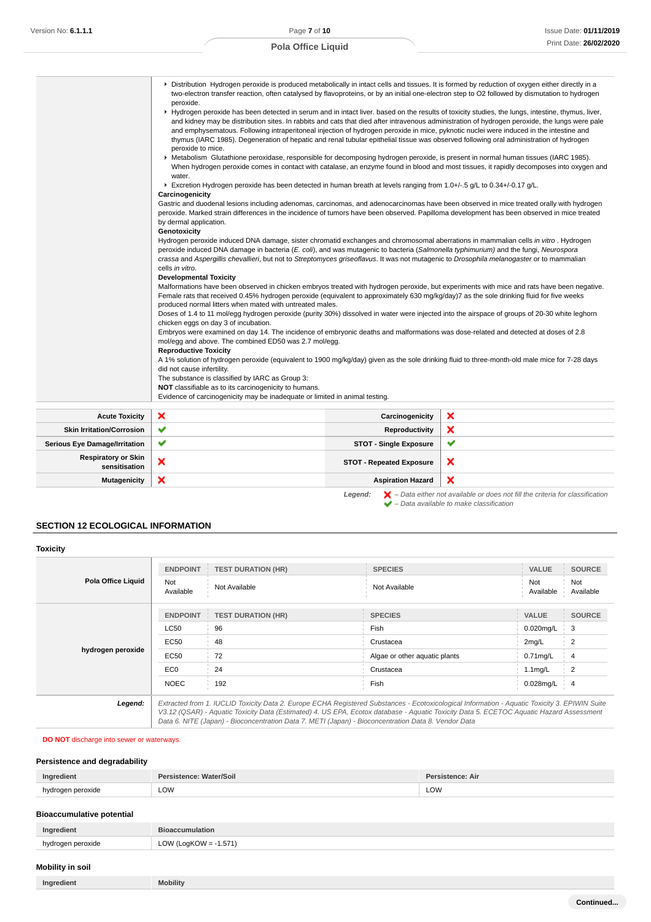- Distribution Hydrogen peroxide is produced metabolically in intact cells and tissues. It is formed by reduction of oxygen either directly in a two-electron transfer reaction, often catalysed by flavoproteins, or by an initial one-electron step to O2 followed by dismutation to hydrogen peroxide.
- Hydrogen peroxide has been detected in serum and in intact liver. based on the results of toxicity studies, the lungs, intestine, thymus, liver, and kidney may be distribution sites. In rabbits and cats that died after intravenous administration of hydrogen peroxide, the lungs were pale and emphysematous. Following intraperitoneal injection of hydrogen peroxide in mice, pyknotic nuclei were induced in the intestine and thymus (IARC 1985). Degeneration of hepatic and renal tubular epithelial tissue was observed following oral administration of hydrogen peroxide to mice.
- Metabolism Glutathione peroxidase, responsible for decomposing hydrogen peroxide, is present in normal human tissues (IARC 1985). When hydrogen peroxide comes in contact with catalase, an enzyme found in blood and most tissues, it rapidly decomposes into oxygen and water.
- Excretion Hydrogen peroxide has been detected in human breath at levels ranging from 1.0+/-.5 g/L to 0.34+/-0.17 g/L.

**Carcinogenicity**
Gastric and duodenal lesions including adenomas, carcinomas, and adenocarcinomas have been observed in mice treated orally with hydrogen peroxide. Marked strain differences in the incidence of tumors have been observed. Papilloma development has been observed in mice treated by dermal application.

**Genotoxicity**
Hydrogen peroxide induced DNA damage, sister chromatid exchanges and chromosomal aberrations in mammalian cells *in vitro* . Hydrogen peroxide induced DNA damage in bacteria (*E. coli*), and was mutagenic to bacteria (*Salmonella typhimurium)* and the fungi, *Neurospora crassa* and *Aspergillis chevallieri*, but not to *Streptomyces griseoflavus*. It was not mutagenic to *Drosophila melanogaster* or to mammalian cells *in vitro*.

**Developmental Toxicity**
Malformations have been observed in chicken embryos treated with hydrogen peroxide, but experiments with mice and rats have been negative. Female rats that received 0.45% hydrogen peroxide (equivalent to approximately 630 mg/kg/day)7 as the sole drinking fluid for five weeks produced normal litters when mated with untreated males.
Doses of 1.4 to 11 mol/egg hydrogen peroxide (purity 30%) dissolved in water were injected into the airspace of groups of 20-30 white leghorn chicken eggs on day 3 of incubation.
Embryos were examined on day 14. The incidence of embryonic deaths and malformations was dose-related and detected at doses of 2.8 mol/egg and above. The combined ED50 was 2.7 mol/egg.

**Reproductive Toxicity**
A 1% solution of hydrogen peroxide (equivalent to 1900 mg/kg/day) given as the sole drinking fluid to three-month-old male mice for 7-28 days did not cause infertility.
The substance is classified by IARC as Group 3:
**NOT** classifiable as to its carcinogenicity to humans.
Evidence of carcinogenicity may be inadequate or limited in animal testing.

| | | | |
|---|---|---|---|
| **Acute Toxicity** | ✘ | **Carcinogenicity** | ✘ |
| **Skin Irritation/Corrosion** | ✔ | **Reproductivity** | ✘ |
| **Serious Eye Damage/Irritation** | ✔ | **STOT - Single Exposure** | ✔ |
| **Respiratory or Skin sensitisation** | ✘ | **STOT - Repeated Exposure** | ✘ |
| **Mutagenicity** | ✘ | **Aspiration Hazard** | ✘ |

*Legend:* ✘ – *Data either not available or does not fill the criteria for classification*
✔ – *Data available to make classification*

## SECTION 12 ECOLOGICAL INFORMATION

### Toxicity

| | ENDPOINT | TEST DURATION (HR) | SPECIES | VALUE | SOURCE |
|---|---|---|---|---|---|
| **Pola Office Liquid** | Not Available | Not Available | Not Available | Not Available | Not Available |
| **hydrogen peroxide** | LC50 | 96 | Fish | 0.020mg/L | 3 |
| | EC50 | 48 | Crustacea | 2mg/L | 2 |
| | EC50 | 72 | Algae or other aquatic plants | 0.71mg/L | 4 |
| | EC0 | 24 | Crustacea | 1.1mg/L | 2 |
| | NOEC | 192 | Fish | 0.028mg/L | 4 |

***Legend:*** *Extracted from 1. IUCLID Toxicity Data 2. Europe ECHA Registered Substances - Ecotoxicological Information - Aquatic Toxicity 3. EPIWIN Suite V3.12 (QSAR) - Aquatic Toxicity Data (Estimated) 4. US EPA, Ecotox database - Aquatic Toxicity Data 5. ECETOC Aquatic Hazard Assessment Data 6. NITE (Japan) - Bioconcentration Data 7. METI (Japan) - Bioconcentration Data 8. Vendor Data*

**DO NOT** discharge into sewer or waterways.

### Persistence and degradability

| Ingredient | Persistence: Water/Soil | Persistence: Air |
|---|---|---|
| hydrogen peroxide | LOW | LOW |

### Bioaccumulative potential

| Ingredient | Bioaccumulation |
|---|---|
| hydrogen peroxide | LOW (LogKOW = -1.571) |

### Mobility in soil

| Ingredient | Mobility |
|---|---|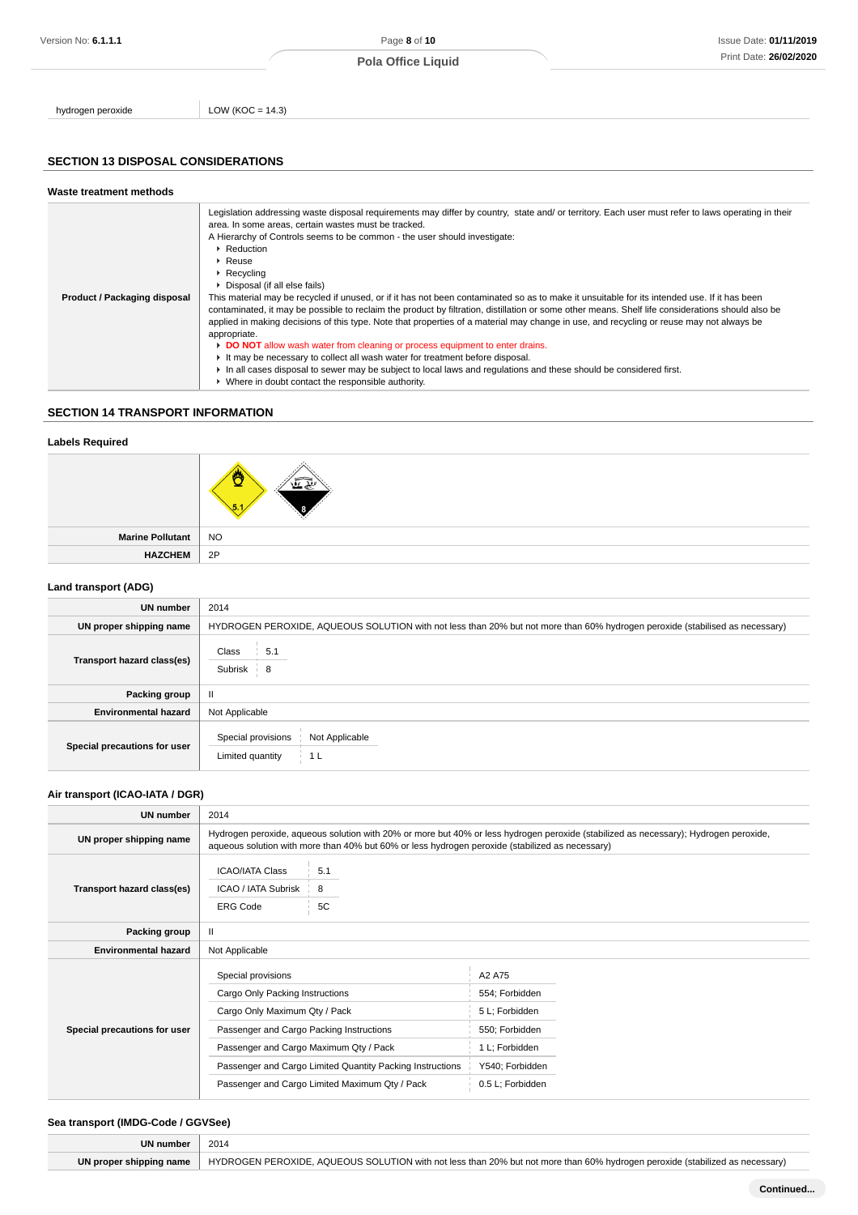| | |
|---|---|
| hydrogen peroxide | LOW (KOC = 14.3) |

## SECTION 13 DISPOSAL CONSIDERATIONS

### Waste treatment methods

| | |
|---|---|
| **Product / Packaging disposal** | Legislation addressing waste disposal requirements may differ by country, state and/ or territory. Each user must refer to laws operating in their area. In some areas, certain wastes must be tracked.<br>A Hierarchy of Controls seems to be common - the user should investigate:<br>▸ Reduction<br>▸ Reuse<br>▸ Recycling<br>▸ Disposal (if all else fails)<br>This material may be recycled if unused, or if it has not been contaminated so as to make it unsuitable for its intended use. If it has been contaminated, it may be possible to reclaim the product by filtration, distillation or some other means. Shelf life considerations should also be applied in making decisions of this type. Note that properties of a material may change in use, and recycling or reuse may not always be appropriate.<br>▸ **DO NOT** allow wash water from cleaning or process equipment to enter drains.<br>▸ It may be necessary to collect all wash water for treatment before disposal.<br>▸ In all cases disposal to sewer may be subject to local laws and regulations and these should be considered first.<br>▸ Where in doubt contact the responsible authority. |

## SECTION 14 TRANSPORT INFORMATION

### Labels Required

| | |
|---|---|
| | 5.1, 8 |
| **Marine Pollutant** | NO |
| **HAZCHEM** | 2P |

### Land transport (ADG)

| | |
|---|---|
| **UN number** | 2014 |
| **UN proper shipping name** | HYDROGEN PEROXIDE, AQUEOUS SOLUTION with not less than 20% but not more than 60% hydrogen peroxide (stabilised as necessary) |
| **Transport hazard class(es)** | Class: 5.1<br>Subrisk: 8 |
| **Packing group** | II |
| **Environmental hazard** | Not Applicable |
| **Special precautions for user** | Special provisions: Not Applicable<br>Limited quantity: 1 L |

### Air transport (ICAO-IATA / DGR)

| | |
|---|---|
| **UN number** | 2014 |
| **UN proper shipping name** | Hydrogen peroxide, aqueous solution with 20% or more but 40% or less hydrogen peroxide (stabilized as necessary); Hydrogen peroxide, aqueous solution with more than 40% but 60% or less hydrogen peroxide (stabilized as necessary) |
| **Transport hazard class(es)** | ICAO/IATA Class: 5.1<br>ICAO / IATA Subrisk: 8<br>ERG Code: 5C |
| **Packing group** | II |
| **Environmental hazard** | Not Applicable |
| **Special precautions for user** | Special provisions: A2 A75<br>Cargo Only Packing Instructions: 554; Forbidden<br>Cargo Only Maximum Qty / Pack: 5 L; Forbidden<br>Passenger and Cargo Packing Instructions: 550; Forbidden<br>Passenger and Cargo Maximum Qty / Pack: 1 L; Forbidden<br>Passenger and Cargo Limited Quantity Packing Instructions: Y540; Forbidden<br>Passenger and Cargo Limited Maximum Qty / Pack: 0.5 L; Forbidden |

### Sea transport (IMDG-Code / GGVSee)

| | |
|---|---|
| **UN number** | 2014 |
| **UN proper shipping name** | HYDROGEN PEROXIDE, AQUEOUS SOLUTION with not less than 20% but not more than 60% hydrogen peroxide (stabilized as necessary) |

Continued...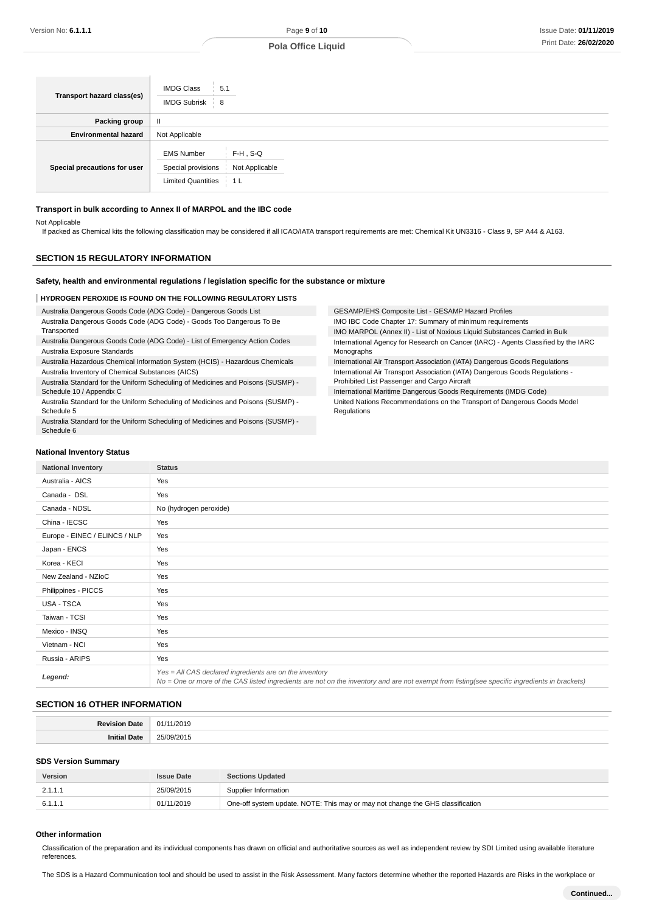| | |
|---|---|
| **Transport hazard class(es)** | IMDG Class: 5.1<br>IMDG Subrisk: 8 |
| **Packing group** | II |
| **Environmental hazard** | Not Applicable |
| **Special precautions for user** | EMS Number: F-H , S-Q<br>Special provisions: Not Applicable<br>Limited Quantities: 1 L |

### Transport in bulk according to Annex II of MARPOL and the IBC code

Not Applicable

If packed as Chemical kits the following classification may be considered if all ICAO/IATA transport requirements are met: Chemical Kit UN3316 - Class 9, SP A44 & A163.

## SECTION 15 REGULATORY INFORMATION

### Safety, health and environmental regulations / legislation specific for the substance or mixture

**HYDROGEN PEROXIDE IS FOUND ON THE FOLLOWING REGULATORY LISTS**

- Australia Dangerous Goods Code (ADG Code) - Dangerous Goods List
- Australia Dangerous Goods Code (ADG Code) - Goods Too Dangerous To Be Transported
- Australia Dangerous Goods Code (ADG Code) - List of Emergency Action Codes
- Australia Exposure Standards
- Australia Hazardous Chemical Information System (HCIS) - Hazardous Chemicals
- Australia Inventory of Chemical Substances (AICS)
- Australia Standard for the Uniform Scheduling of Medicines and Poisons (SUSMP) - Schedule 10 / Appendix C
- Australia Standard for the Uniform Scheduling of Medicines and Poisons (SUSMP) - Schedule 5
- Australia Standard for the Uniform Scheduling of Medicines and Poisons (SUSMP) - Schedule 6
- GESAMP/EHS Composite List - GESAMP Hazard Profiles
- IMO IBC Code Chapter 17: Summary of minimum requirements
- IMO MARPOL (Annex II) - List of Noxious Liquid Substances Carried in Bulk
- International Agency for Research on Cancer (IARC) - Agents Classified by the IARC Monographs
- International Air Transport Association (IATA) Dangerous Goods Regulations
- International Air Transport Association (IATA) Dangerous Goods Regulations - Prohibited List Passenger and Cargo Aircraft
- International Maritime Dangerous Goods Requirements (IMDG Code)
- United Nations Recommendations on the Transport of Dangerous Goods Model Regulations

### National Inventory Status

| National Inventory | Status |
|---|---|
| Australia - AICS | Yes |
| Canada - DSL | Yes |
| Canada - NDSL | No (hydrogen peroxide) |
| China - IECSC | Yes |
| Europe - EINEC / ELINCS / NLP | Yes |
| Japan - ENCS | Yes |
| Korea - KECI | Yes |
| New Zealand - NZIoC | Yes |
| Philippines - PICCS | Yes |
| USA - TSCA | Yes |
| Taiwan - TCSI | Yes |
| Mexico - INSQ | Yes |
| Vietnam - NCI | Yes |
| Russia - ARIPS | Yes |
| ***Legend:*** | *Yes = All CAS declared ingredients are on the inventory*<br>*No = One or more of the CAS listed ingredients are not on the inventory and are not exempt from listing(see specific ingredients in brackets)* |

## SECTION 16 OTHER INFORMATION

| | |
|---|---|
| **Revision Date** | 01/11/2019 |
| **Initial Date** | 25/09/2015 |

### SDS Version Summary

| Version | Issue Date | Sections Updated |
|---|---|---|
| 2.1.1.1 | 25/09/2015 | Supplier Information |
| 6.1.1.1 | 01/11/2019 | One-off system update. NOTE: This may or may not change the GHS classification |

### Other information

Classification of the preparation and its individual components has drawn on official and authoritative sources as well as independent review by SDI Limited using available literature references.

The SDS is a Hazard Communication tool and should be used to assist in the Risk Assessment. Many factors determine whether the reported Hazards are Risks in the workplace or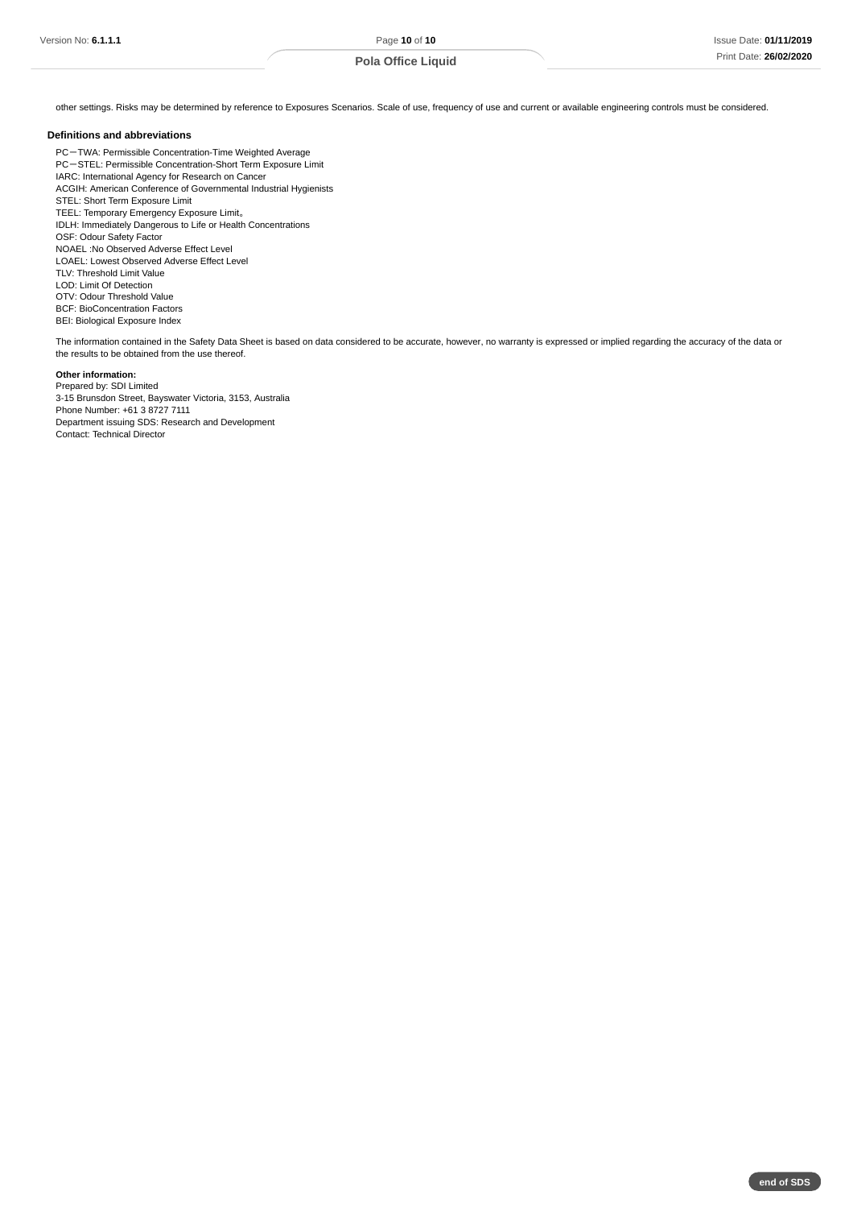other settings. Risks may be determined by reference to Exposures Scenarios. Scale of use, frequency of use and current or available engineering controls must be considered.

### Definitions and abbreviations

PC－TWA: Permissible Concentration-Time Weighted Average
PC－STEL: Permissible Concentration-Short Term Exposure Limit
IARC: International Agency for Research on Cancer
ACGIH: American Conference of Governmental Industrial Hygienists
STEL: Short Term Exposure Limit
TEEL: Temporary Emergency Exposure Limit。
IDLH: Immediately Dangerous to Life or Health Concentrations
OSF: Odour Safety Factor
NOAEL :No Observed Adverse Effect Level
LOAEL: Lowest Observed Adverse Effect Level
TLV: Threshold Limit Value
LOD: Limit Of Detection
OTV: Odour Threshold Value
BCF: BioConcentration Factors
BEI: Biological Exposure Index

The information contained in the Safety Data Sheet is based on data considered to be accurate, however, no warranty is expressed or implied regarding the accuracy of the data or the results to be obtained from the use thereof.

**Other information:**
Prepared by: SDI Limited
3-15 Brunsdon Street, Bayswater Victoria, 3153, Australia
Phone Number: +61 3 8727 7111
Department issuing SDS: Research and Development
Contact: Technical Director

end of SDS